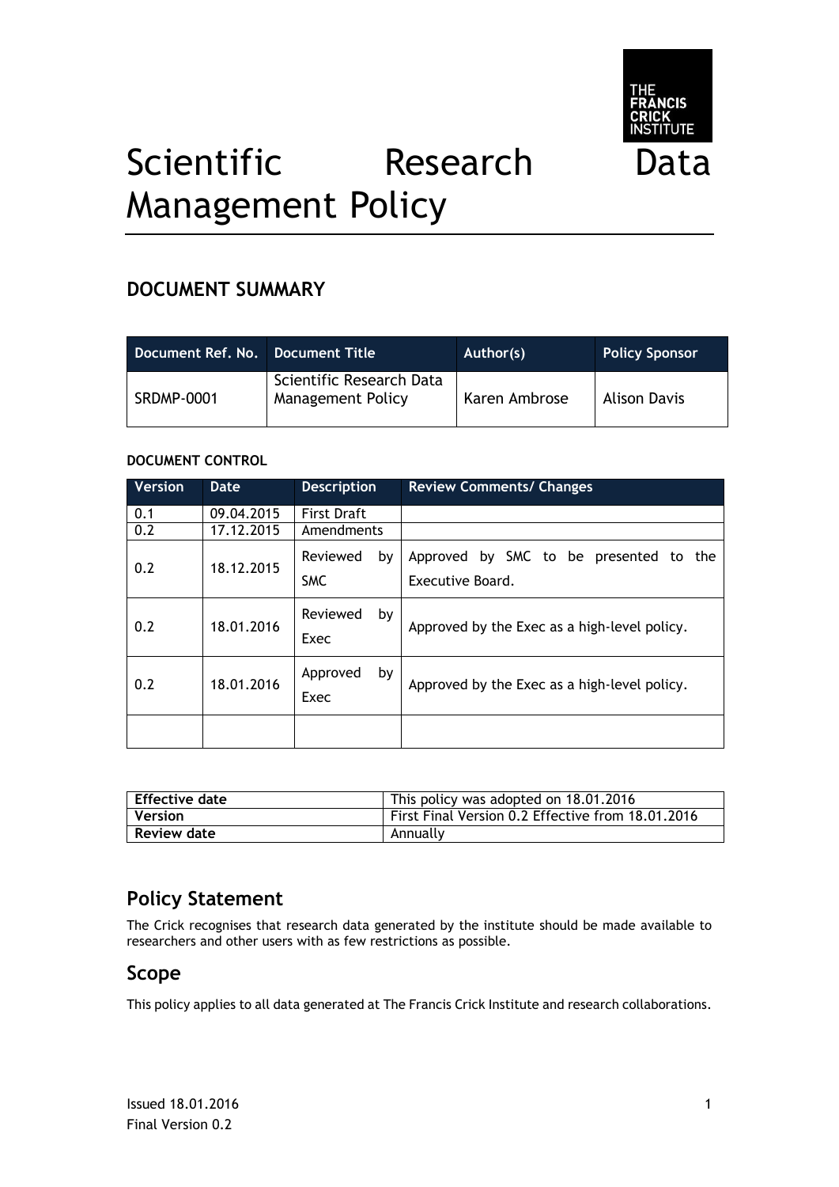THE FRANCIS CRICK INSTITUTE

# Scientific Research Data Management Policy

## DOCUMENT SUMMARY

| Document Ref. No. | Document Title | Author(s) | Policy Sponsor |
| --- | --- | --- | --- |
| SRDMP-0001 | Scientific Research Data Management Policy | Karen Ambrose | Alison Davis |

**DOCUMENT CONTROL**

| Version | Date | Description | Review Comments/ Changes |
| --- | --- | --- | --- |
| 0.1 | 09.04.2015 | First Draft | |
| 0.2 | 17.12.2015 | Amendments | |
| 0.2 | 18.12.2015 | Reviewed by SMC | Approved by SMC to be presented to the Executive Board. |
| 0.2 | 18.01.2016 | Reviewed by Exec | Approved by the Exec as a high-level policy. |
| 0.2 | 18.01.2016 | Approved by Exec | Approved by the Exec as a high-level policy. |
| | | | |

| **Effective date** | This policy was adopted on 18.01.2016 |
| --- | --- |
| **Version** | First Final Version 0.2 Effective from 18.01.2016 |
| **Review date** | Annually |

## Policy Statement

The Crick recognises that research data generated by the institute should be made available to researchers and other users with as few restrictions as possible.

## Scope

This policy applies to all data generated at The Francis Crick Institute and research collaborations.

Issued 18.01.2016
Final Version 0.2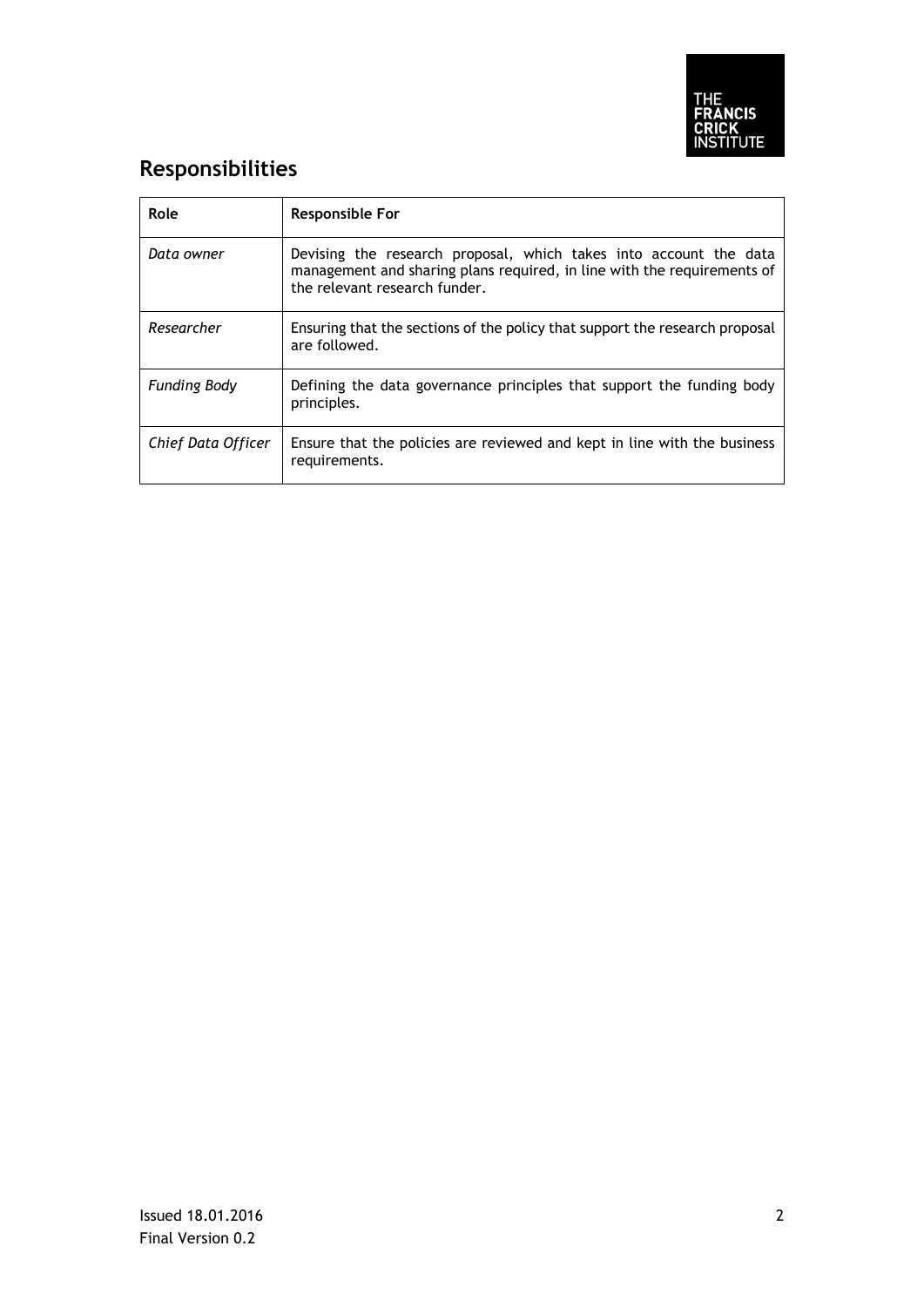## Responsibilities

| Role | Responsible For |
|---|---|
| *Data owner* | Devising the research proposal, which takes into account the data management and sharing plans required, in line with the requirements of the relevant research funder. |
| *Researcher* | Ensuring that the sections of the policy that support the research proposal are followed. |
| *Funding Body* | Defining the data governance principles that support the funding body principles. |
| *Chief Data Officer* | Ensure that the policies are reviewed and kept in line with the business requirements. |

Issued 18.01.2016
Final Version 0.2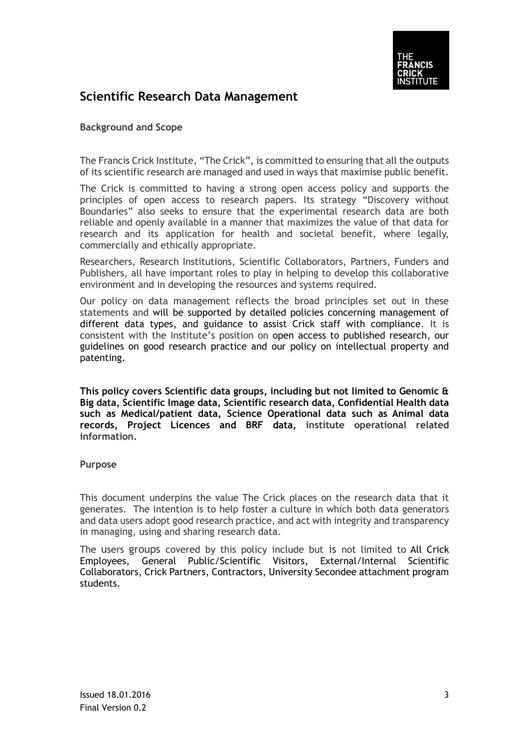## Scientific Research Data Management

**Background and Scope**

The Francis Crick Institute, "The Crick", is committed to ensuring that all the outputs of its scientific research are managed and used in ways that maximise public benefit.

The Crick is committed to having a strong open access policy and supports the principles of open access to research papers. Its strategy "Discovery without Boundaries" also seeks to ensure that the experimental research data are both reliable and openly available in a manner that maximizes the value of that data for research and its application for health and societal benefit, where legally, commercially and ethically appropriate.

Researchers, Research Institutions, Scientific Collaborators, Partners, Funders and Publishers, all have important roles to play in helping to develop this collaborative environment and in developing the resources and systems required.

Our policy on data management reflects the broad principles set out in these statements and will be supported by detailed policies concerning management of different data types, and guidance to assist Crick staff with compliance. It is consistent with the Institute's position on open access to published research, our guidelines on good research practice and our policy on intellectual property and patenting.

**This policy covers Scientific data groups, including but not limited to Genomic & Big data, Scientific Image data, Scientific research data, Confidential Health data such as Medical/patient data, Science Operational data such as Animal data records, Project Licences and BRF data, institute operational related information.**

**Purpose**

This document underpins the value The Crick places on the research data that it generates. The intention is to help foster a culture in which both data generators and data users adopt good research practice, and act with integrity and transparency in managing, using and sharing research data.

The users groups covered by this policy include but is not limited to All Crick Employees, General Public/Scientific Visitors, External/Internal Scientific Collaborators, Crick Partners, Contractors, University Secondee attachment program students.

Issued 18.01.2016

Final Version 0.2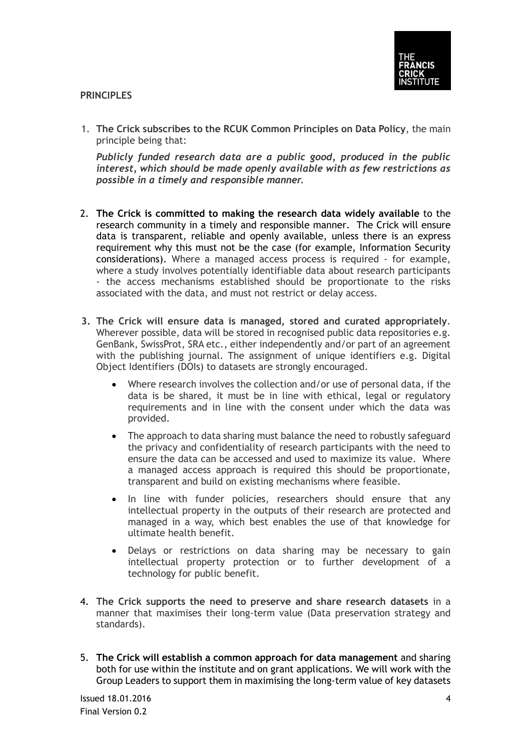**PRINCIPLES**

1. **The Crick subscribes to the RCUK Common Principles on Data Policy**, the main principle being that:

   ***Publicly funded research data are a public good, produced in the public interest, which should be made openly available with as few restrictions as possible in a timely and responsible manner.***

2. **The Crick is committed to making the research data widely available** to the research community in a timely and responsible manner. The Crick will ensure data is transparent, reliable and openly available, unless there is an express requirement why this must not be the case (for example, Information Security considerations). Where a managed access process is required - for example, where a study involves potentially identifiable data about research participants - the access mechanisms established should be proportionate to the risks associated with the data, and must not restrict or delay access.

3. **The Crick will ensure data is managed, stored and curated appropriately**. Wherever possible, data will be stored in recognised public data repositories e.g. GenBank, SwissProt, SRA etc., either independently and/or part of an agreement with the publishing journal. The assignment of unique identifiers e.g. Digital Object Identifiers (DOIs) to datasets are strongly encouraged.

   - Where research involves the collection and/or use of personal data, if the data is be shared, it must be in line with ethical, legal or regulatory requirements and in line with the consent under which the data was provided.
   - The approach to data sharing must balance the need to robustly safeguard the privacy and confidentiality of research participants with the need to ensure the data can be accessed and used to maximize its value. Where a managed access approach is required this should be proportionate, transparent and build on existing mechanisms where feasible.
   - In line with funder policies, researchers should ensure that any intellectual property in the outputs of their research are protected and managed in a way, which best enables the use of that knowledge for ultimate health benefit.
   - Delays or restrictions on data sharing may be necessary to gain intellectual property protection or to further development of a technology for public benefit.

4. **The Crick supports the need to preserve and share research datasets** in a manner that maximises their long-term value (Data preservation strategy and standards).

5. **The Crick will establish a common approach for data management** and sharing both for use within the institute and on grant applications. We will work with the Group Leaders to support them in maximising the long-term value of key datasets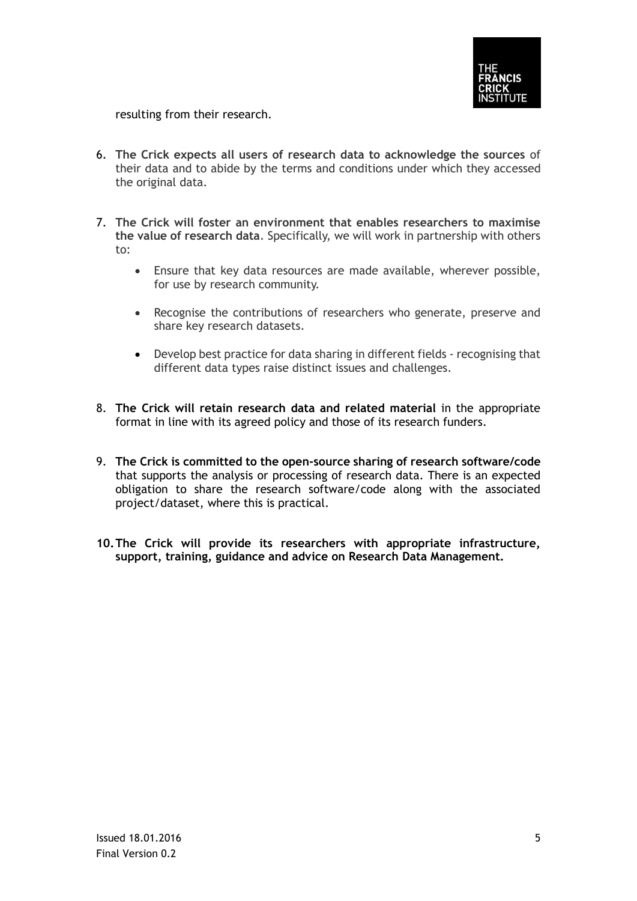resulting from their research.

6. **The Crick expects all users of research data to acknowledge the sources** of their data and to abide by the terms and conditions under which they accessed the original data.

7. **The Crick will foster an environment that enables researchers to maximise the value of research data**. Specifically, we will work in partnership with others to:

    - Ensure that key data resources are made available, wherever possible, for use by research community.

    - Recognise the contributions of researchers who generate, preserve and share key research datasets.

    - Develop best practice for data sharing in different fields - recognising that different data types raise distinct issues and challenges.

8. **The Crick will retain research data and related material** in the appropriate format in line with its agreed policy and those of its research funders.

9. **The Crick is committed to the open-source sharing of research software/code** that supports the analysis or processing of research data. There is an expected obligation to share the research software/code along with the associated project/dataset, where this is practical.

10. **The Crick will provide its researchers with appropriate infrastructure, support, training, guidance and advice on Research Data Management.**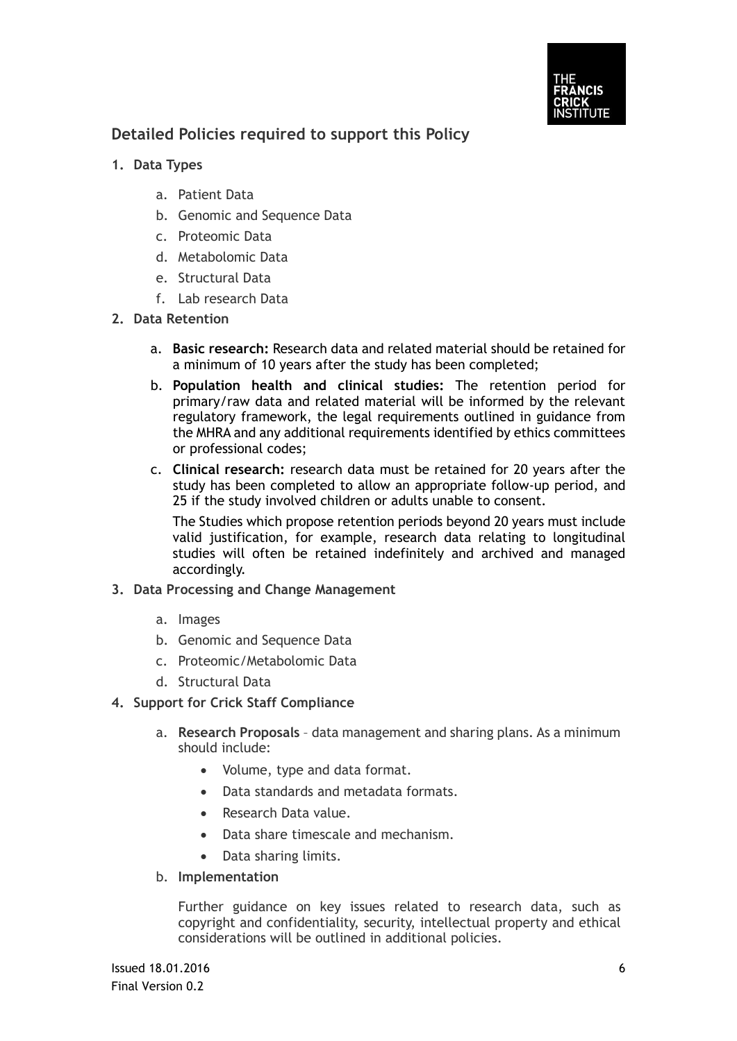## Detailed Policies required to support this Policy

1. **Data Types**
   a. Patient Data
   b. Genomic and Sequence Data
   c. Proteomic Data
   d. Metabolomic Data
   e. Structural Data
   f. Lab research Data

2. **Data Retention**
   a. **Basic research:** Research data and related material should be retained for a minimum of 10 years after the study has been completed;
   b. **Population health and clinical studies:** The retention period for primary/raw data and related material will be informed by the relevant regulatory framework, the legal requirements outlined in guidance from the MHRA and any additional requirements identified by ethics committees or professional codes;
   c. **Clinical research:** research data must be retained for 20 years after the study has been completed to allow an appropriate follow-up period, and 25 if the study involved children or adults unable to consent.

      The Studies which propose retention periods beyond 20 years must include valid justification, for example, research data relating to longitudinal studies will often be retained indefinitely and archived and managed accordingly.

3. **Data Processing and Change Management**
   a. Images
   b. Genomic and Sequence Data
   c. Proteomic/Metabolomic Data
   d. Structural Data

4. **Support for Crick Staff Compliance**
   a. **Research Proposals** – data management and sharing plans. As a minimum should include:
      - Volume, type and data format.
      - Data standards and metadata formats.
      - Research Data value.
      - Data share timescale and mechanism.
      - Data sharing limits.

   b. **Implementation**

      Further guidance on key issues related to research data, such as copyright and confidentiality, security, intellectual property and ethical considerations will be outlined in additional policies.

Issued 18.01.2016
Final Version 0.2